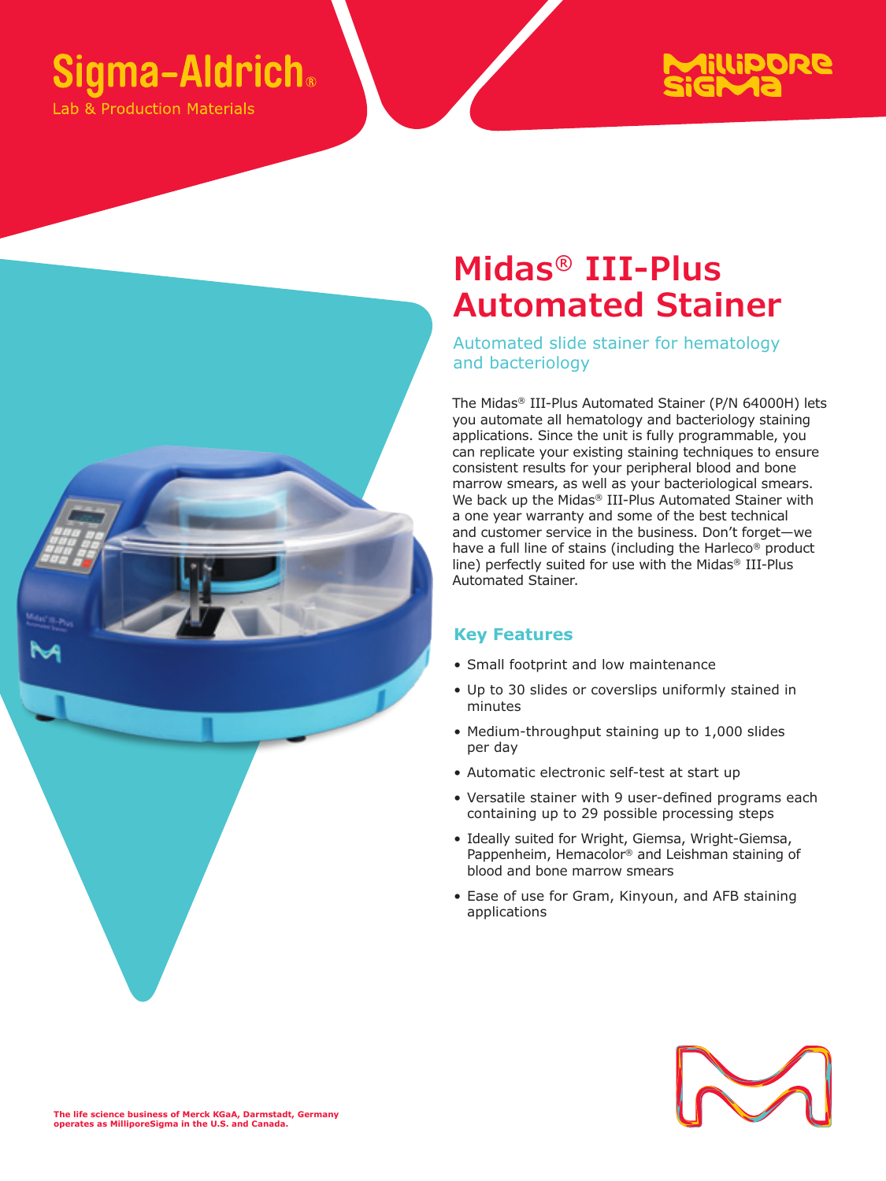Sigma-Aldrich®

Lab & Production Materials

MilliporeSigma

# Midas® III-Plus Automated Stainer

## Automated slide stainer for hematology and bacteriology

The Midas® III-Plus Automated Stainer (P/N 64000H) lets you automate all hematology and bacteriology staining applications. Since the unit is fully programmable, you can replicate your existing staining techniques to ensure consistent results for your peripheral blood and bone marrow smears, as well as your bacteriological smears. We back up the Midas® III-Plus Automated Stainer with a one year warranty and some of the best technical and customer service in the business. Don't forget—we have a full line of stains (including the Harleco® product line) perfectly suited for use with the Midas® III-Plus Automated Stainer.

### Key Features

- Small footprint and low maintenance
- Up to 30 slides or coverslips uniformly stained in minutes
- Medium-throughput staining up to 1,000 slides per day
- Automatic electronic self-test at start up
- Versatile stainer with 9 user-defined programs each containing up to 29 possible processing steps
- Ideally suited for Wright, Giemsa, Wright-Giemsa, Pappenheim, Hemacolor® and Leishman staining of blood and bone marrow smears
- Ease of use for Gram, Kinyoun, and AFB staining applications

**The life science business of Merck KGaA, Darmstadt, Germany operates as MilliporeSigma in the U.S. and Canada.**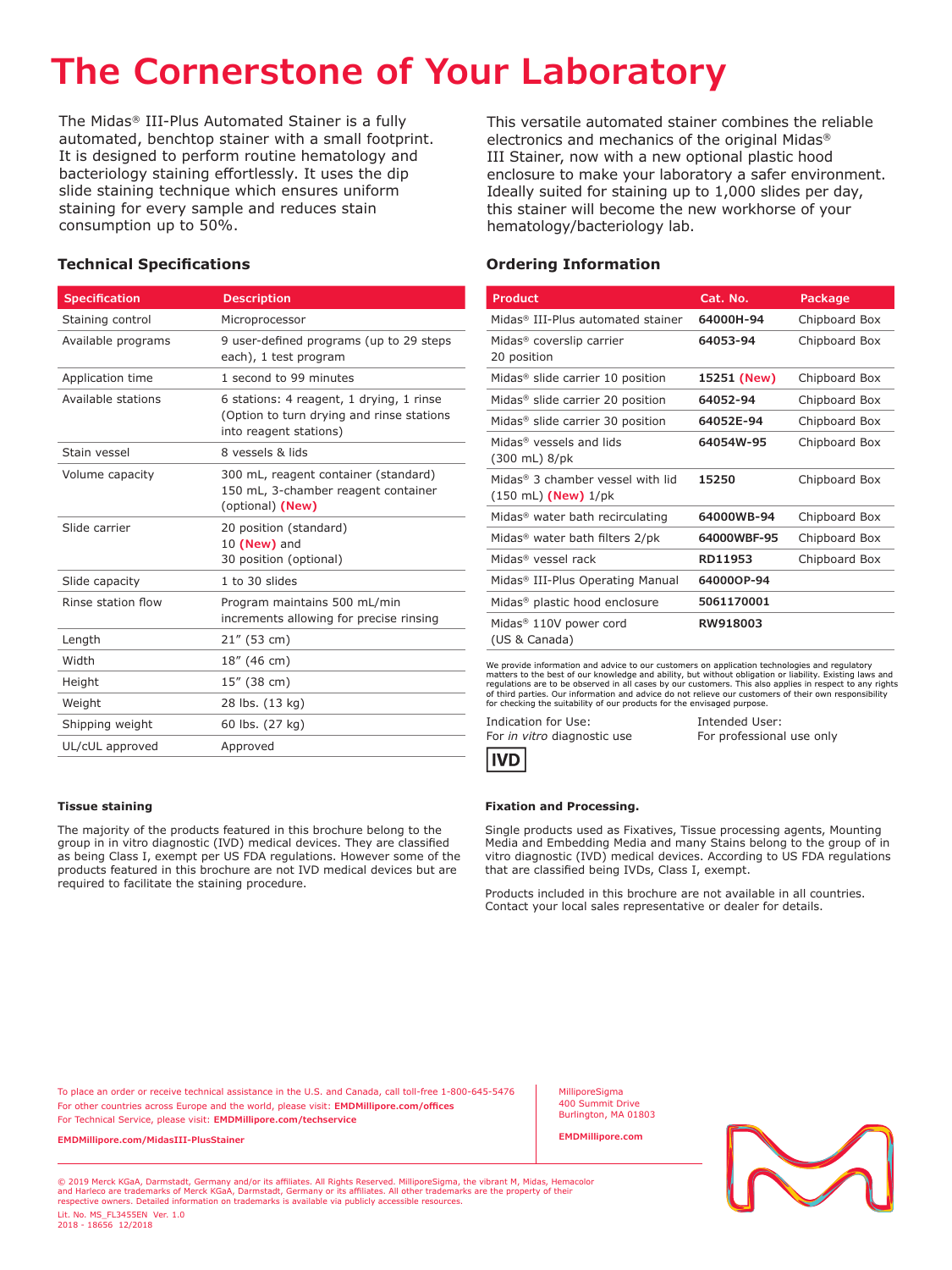# The Cornerstone of Your Laboratory

The Midas® III-Plus Automated Stainer is a fully automated, benchtop stainer with a small footprint. It is designed to perform routine hematology and bacteriology staining effortlessly. It uses the dip slide staining technique which ensures uniform staining for every sample and reduces stain consumption up to 50%.

This versatile automated stainer combines the reliable electronics and mechanics of the original Midas® III Stainer, now with a new optional plastic hood enclosure to make your laboratory a safer environment. Ideally suited for staining up to 1,000 slides per day, this stainer will become the new workhorse of your hematology/bacteriology lab.

### Technical Specifications

| Specification | Description |
|---|---|
| Staining control | Microprocessor |
| Available programs | 9 user-defined programs (up to 29 steps each), 1 test program |
| Application time | 1 second to 99 minutes |
| Available stations | 6 stations: 4 reagent, 1 drying, 1 rinse (Option to turn drying and rinse stations into reagent stations) |
| Stain vessel | 8 vessels & lids |
| Volume capacity | 300 mL, reagent container (standard) 150 mL, 3-chamber reagent container (optional) **(New)** |
| Slide carrier | 20 position (standard) 10 **(New)** and 30 position (optional) |
| Slide capacity | 1 to 30 slides |
| Rinse station flow | Program maintains 500 mL/min increments allowing for precise rinsing |
| Length | 21" (53 cm) |
| Width | 18" (46 cm) |
| Height | 15" (38 cm) |
| Weight | 28 lbs. (13 kg) |
| Shipping weight | 60 lbs. (27 kg) |
| UL/cUL approved | Approved |

### Ordering Information

| Product | Cat. No. | Package |
|---|---|---|
| Midas® III-Plus automated stainer | **64000H-94** | Chipboard Box |
| Midas® coverslip carrier 20 position | **64053-94** | Chipboard Box |
| Midas® slide carrier 10 position | **15251 (New)** | Chipboard Box |
| Midas® slide carrier 20 position | **64052-94** | Chipboard Box |
| Midas® slide carrier 30 position | **64052E-94** | Chipboard Box |
| Midas® vessels and lids (300 mL) 8/pk | **64054W-95** | Chipboard Box |
| Midas® 3 chamber vessel with lid (150 mL) **(New)** 1/pk | **15250** | Chipboard Box |
| Midas® water bath recirculating | **64000WB-94** | Chipboard Box |
| Midas® water bath filters 2/pk | **64000WBF-95** | Chipboard Box |
| Midas® vessel rack | **RD11953** | Chipboard Box |
| Midas® III-Plus Operating Manual | **64000OP-94** | |
| Midas® plastic hood enclosure | **5061170001** | |
| Midas® 110V power cord (US & Canada) | **RW918003** | |

We provide information and advice to our customers on application technologies and regulatory matters to the best of our knowledge and ability, but without obligation or liability. Existing laws and regulations are to be observed in all cases by our customers. This also applies in respect to any rights of third parties. Our information and advice do not relieve our customers of their own responsibility for checking the suitability of our products for the envisaged purpose.

Indication for Use:
For *in vitro* diagnostic use

Intended User:
For professional use only

IVD

#### Tissue staining

The majority of the products featured in this brochure belong to the group in in vitro diagnostic (IVD) medical devices. They are classified as being Class I, exempt per US FDA regulations. However some of the products featured in this brochure are not IVD medical devices but are required to facilitate the staining procedure.

#### Fixation and Processing.

Single products used as Fixatives, Tissue processing agents, Mounting Media and Embedding Media and many Stains belong to the group of in vitro diagnostic (IVD) medical devices. According to US FDA regulations that are classified being IVDs, Class I, exempt.

Products included in this brochure are not available in all countries. Contact your local sales representative or dealer for details.

To place an order or receive technical assistance in the U.S. and Canada, call toll-free 1-800-645-5476
For other countries across Europe and the world, please visit: **EMDMillipore.com/offices**
For Technical Service, please visit: **EMDMillipore.com/techservice**

**EMDMillipore.com/MidasIII-PlusStainer**

MilliporeSigma
400 Summit Drive
Burlington, MA 01803

**EMDMillipore.com**

© 2019 Merck KGaA, Darmstadt, Germany and/or its affiliates. All Rights Reserved. MilliporeSigma, the vibrant M, Midas, Hemacolor and Harleco are trademarks of Merck KGaA, Darmstadt, Germany or its affiliates. All other trademarks are the property of their respective owners. Detailed information on trademarks is available via publicly accessible resources.

Lit. No. MS_FL3455EN Ver. 1.0
2018 - 18656 12/2018